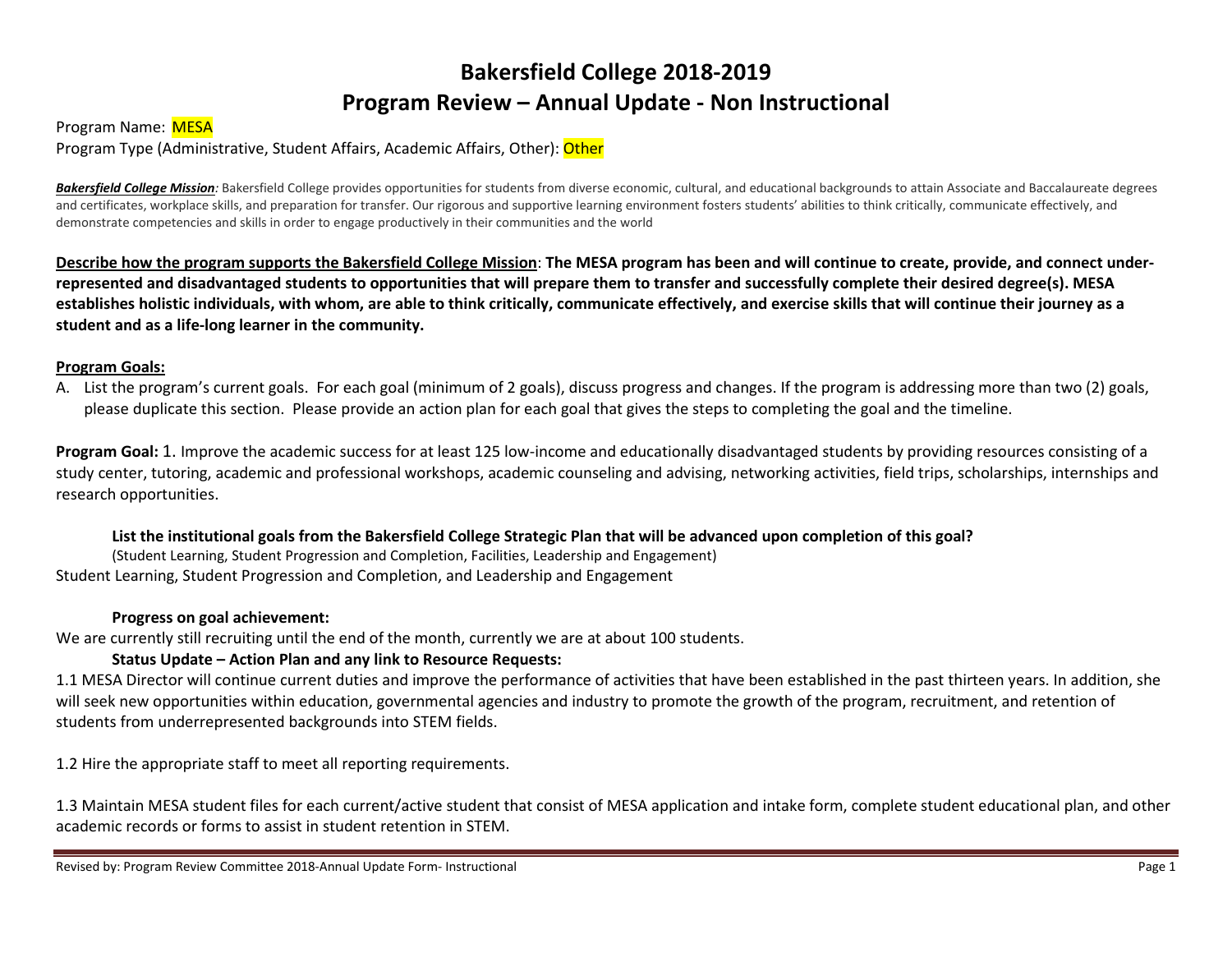# Bakersfield College 2018-2019

# Program Review – Annual Update - Non Instructional

Program Name: MESA

Program Type (Administrative, Student Affairs, Academic Affairs, Other): Other

***Bakersfield College Mission**:* Bakersfield College provides opportunities for students from diverse economic, cultural, and educational backgrounds to attain Associate and Baccalaureate degrees and certificates, workplace skills, and preparation for transfer. Our rigorous and supportive learning environment fosters students' abilities to think critically, communicate effectively, and demonstrate competencies and skills in order to engage productively in their communities and the world

**Describe how the program supports the Bakersfield College Mission**: **The MESA program has been and will continue to create, provide, and connect under-represented and disadvantaged students to opportunities that will prepare them to transfer and successfully complete their desired degree(s). MESA establishes holistic individuals, with whom, are able to think critically, communicate effectively, and exercise skills that will continue their journey as a student and as a life-long learner in the community.**

**Program Goals:**

A. List the program's current goals. For each goal (minimum of 2 goals), discuss progress and changes. If the program is addressing more than two (2) goals, please duplicate this section. Please provide an action plan for each goal that gives the steps to completing the goal and the timeline.

**Program Goal:** 1. Improve the academic success for at least 125 low-income and educationally disadvantaged students by providing resources consisting of a study center, tutoring, academic and professional workshops, academic counseling and advising, networking activities, field trips, scholarships, internships and research opportunities.

**List the institutional goals from the Bakersfield College Strategic Plan that will be advanced upon completion of this goal?**

(Student Learning, Student Progression and Completion, Facilities, Leadership and Engagement)

Student Learning, Student Progression and Completion, and Leadership and Engagement

**Progress on goal achievement:**

We are currently still recruiting until the end of the month, currently we are at about 100 students.

**Status Update – Action Plan and any link to Resource Requests:**

1.1 MESA Director will continue current duties and improve the performance of activities that have been established in the past thirteen years. In addition, she will seek new opportunities within education, governmental agencies and industry to promote the growth of the program, recruitment, and retention of students from underrepresented backgrounds into STEM fields.

1.2 Hire the appropriate staff to meet all reporting requirements.

1.3 Maintain MESA student files for each current/active student that consist of MESA application and intake form, complete student educational plan, and other academic records or forms to assist in student retention in STEM.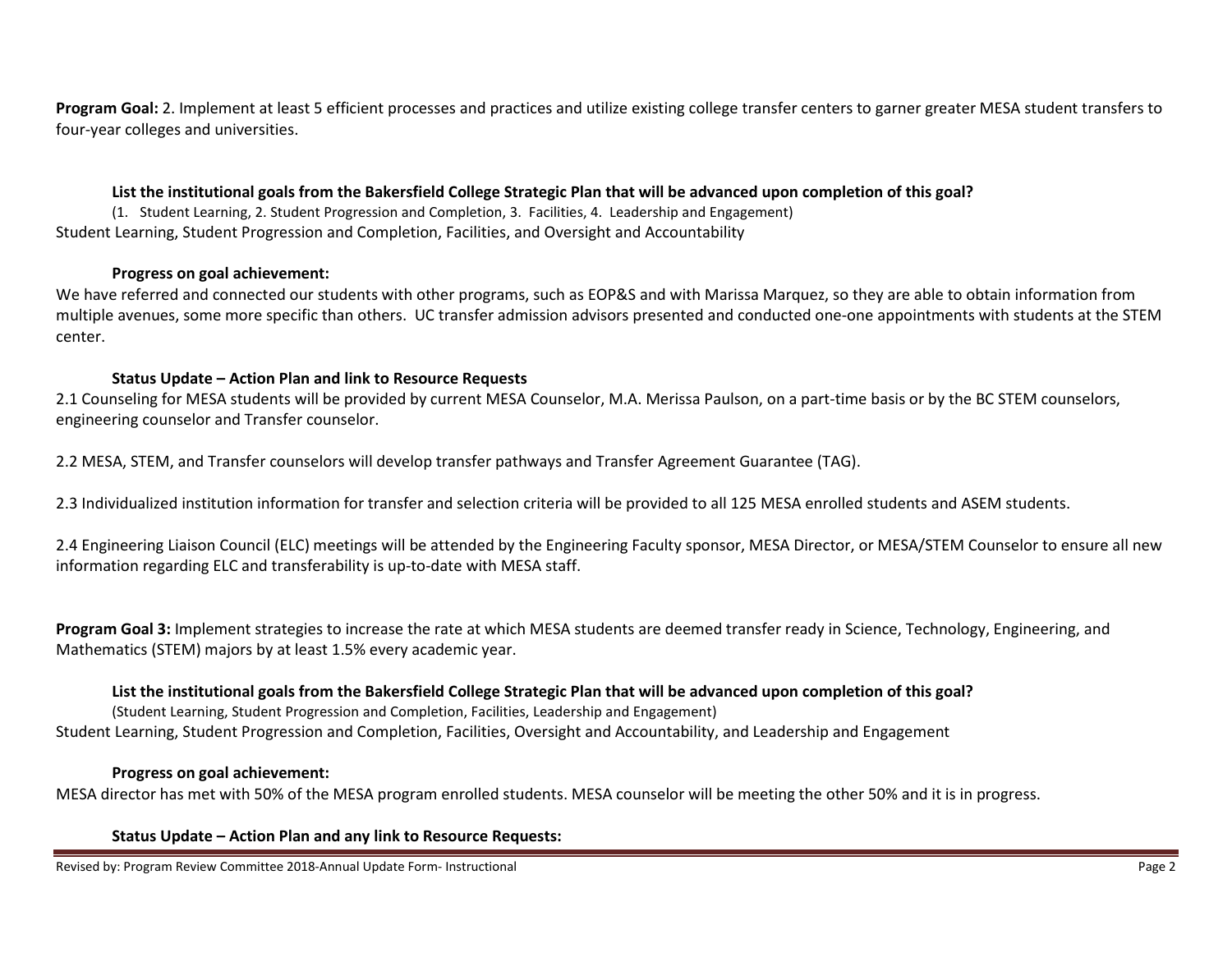**Program Goal:** 2. Implement at least 5 efficient processes and practices and utilize existing college transfer centers to garner greater MESA student transfers to four-year colleges and universities.

**List the institutional goals from the Bakersfield College Strategic Plan that will be advanced upon completion of this goal?**

(1. Student Learning, 2. Student Progression and Completion, 3. Facilities, 4. Leadership and Engagement)

Student Learning, Student Progression and Completion, Facilities, and Oversight and Accountability

**Progress on goal achievement:**

We have referred and connected our students with other programs, such as EOP&S and with Marissa Marquez, so they are able to obtain information from multiple avenues, some more specific than others. UC transfer admission advisors presented and conducted one-one appointments with students at the STEM center.

**Status Update – Action Plan and link to Resource Requests**

2.1 Counseling for MESA students will be provided by current MESA Counselor, M.A. Merissa Paulson, on a part-time basis or by the BC STEM counselors, engineering counselor and Transfer counselor.

2.2 MESA, STEM, and Transfer counselors will develop transfer pathways and Transfer Agreement Guarantee (TAG).

2.3 Individualized institution information for transfer and selection criteria will be provided to all 125 MESA enrolled students and ASEM students.

2.4 Engineering Liaison Council (ELC) meetings will be attended by the Engineering Faculty sponsor, MESA Director, or MESA/STEM Counselor to ensure all new information regarding ELC and transferability is up-to-date with MESA staff.

**Program Goal 3:** Implement strategies to increase the rate at which MESA students are deemed transfer ready in Science, Technology, Engineering, and Mathematics (STEM) majors by at least 1.5% every academic year.

**List the institutional goals from the Bakersfield College Strategic Plan that will be advanced upon completion of this goal?**

(Student Learning, Student Progression and Completion, Facilities, Leadership and Engagement)

Student Learning, Student Progression and Completion, Facilities, Oversight and Accountability, and Leadership and Engagement

**Progress on goal achievement:**

MESA director has met with 50% of the MESA program enrolled students. MESA counselor will be meeting the other 50% and it is in progress.

**Status Update – Action Plan and any link to Resource Requests:**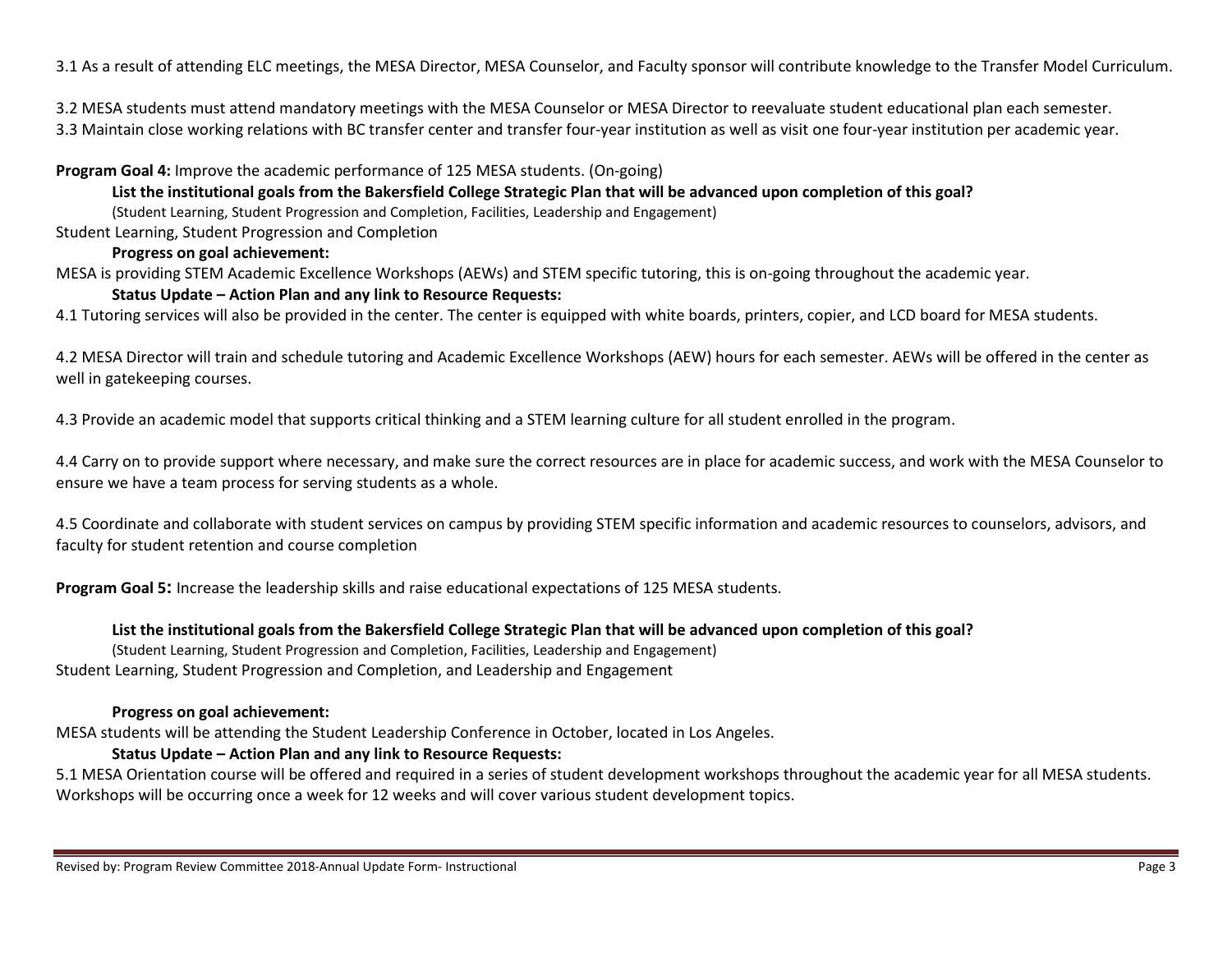3.1 As a result of attending ELC meetings, the MESA Director, MESA Counselor, and Faculty sponsor will contribute knowledge to the Transfer Model Curriculum.

3.2 MESA students must attend mandatory meetings with the MESA Counselor or MESA Director to reevaluate student educational plan each semester.
3.3 Maintain close working relations with BC transfer center and transfer four-year institution as well as visit one four-year institution per academic year.

**Program Goal 4:** Improve the academic performance of 125 MESA students. (On-going)

**List the institutional goals from the Bakersfield College Strategic Plan that will be advanced upon completion of this goal?**
(Student Learning, Student Progression and Completion, Facilities, Leadership and Engagement)

Student Learning, Student Progression and Completion

**Progress on goal achievement:**

MESA is providing STEM Academic Excellence Workshops (AEWs) and STEM specific tutoring, this is on-going throughout the academic year.

**Status Update – Action Plan and any link to Resource Requests:**

4.1 Tutoring services will also be provided in the center. The center is equipped with white boards, printers, copier, and LCD board for MESA students.

4.2 MESA Director will train and schedule tutoring and Academic Excellence Workshops (AEW) hours for each semester. AEWs will be offered in the center as well in gatekeeping courses.

4.3 Provide an academic model that supports critical thinking and a STEM learning culture for all student enrolled in the program.

4.4 Carry on to provide support where necessary, and make sure the correct resources are in place for academic success, and work with the MESA Counselor to ensure we have a team process for serving students as a whole.

4.5 Coordinate and collaborate with student services on campus by providing STEM specific information and academic resources to counselors, advisors, and faculty for student retention and course completion

**Program Goal 5:** Increase the leadership skills and raise educational expectations of 125 MESA students.

**List the institutional goals from the Bakersfield College Strategic Plan that will be advanced upon completion of this goal?**
(Student Learning, Student Progression and Completion, Facilities, Leadership and Engagement)

Student Learning, Student Progression and Completion, and Leadership and Engagement

**Progress on goal achievement:**

MESA students will be attending the Student Leadership Conference in October, located in Los Angeles.

**Status Update – Action Plan and any link to Resource Requests:**

5.1 MESA Orientation course will be offered and required in a series of student development workshops throughout the academic year for all MESA students. Workshops will be occurring once a week for 12 weeks and will cover various student development topics.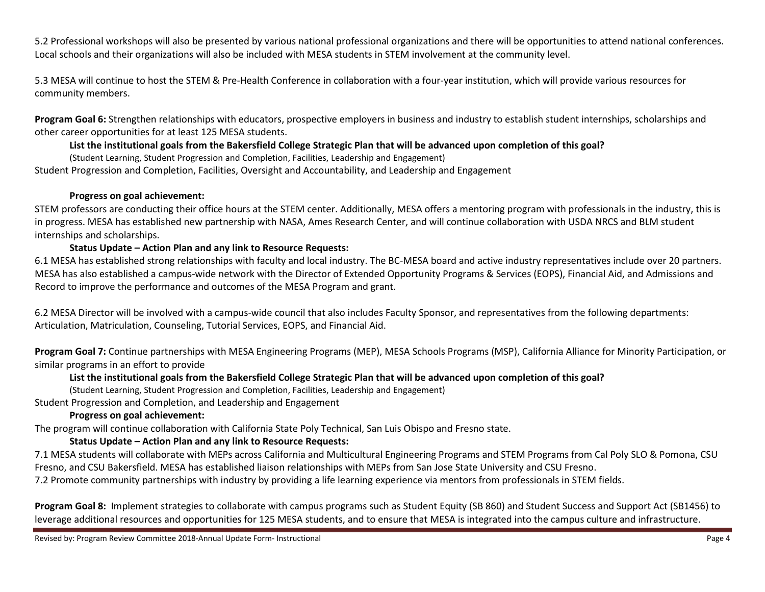5.2 Professional workshops will also be presented by various national professional organizations and there will be opportunities to attend national conferences. Local schools and their organizations will also be included with MESA students in STEM involvement at the community level.

5.3 MESA will continue to host the STEM & Pre-Health Conference in collaboration with a four-year institution, which will provide various resources for community members.

**Program Goal 6:** Strengthen relationships with educators, prospective employers in business and industry to establish student internships, scholarships and other career opportunities for at least 125 MESA students.

**List the institutional goals from the Bakersfield College Strategic Plan that will be advanced upon completion of this goal?**

(Student Learning, Student Progression and Completion, Facilities, Leadership and Engagement)

Student Progression and Completion, Facilities, Oversight and Accountability, and Leadership and Engagement

**Progress on goal achievement:**

STEM professors are conducting their office hours at the STEM center. Additionally, MESA offers a mentoring program with professionals in the industry, this is in progress. MESA has established new partnership with NASA, Ames Research Center, and will continue collaboration with USDA NRCS and BLM student internships and scholarships.

**Status Update – Action Plan and any link to Resource Requests:**

6.1 MESA has established strong relationships with faculty and local industry. The BC-MESA board and active industry representatives include over 20 partners. MESA has also established a campus-wide network with the Director of Extended Opportunity Programs & Services (EOPS), Financial Aid, and Admissions and Record to improve the performance and outcomes of the MESA Program and grant.

6.2 MESA Director will be involved with a campus-wide council that also includes Faculty Sponsor, and representatives from the following departments: Articulation, Matriculation, Counseling, Tutorial Services, EOPS, and Financial Aid.

**Program Goal 7:** Continue partnerships with MESA Engineering Programs (MEP), MESA Schools Programs (MSP), California Alliance for Minority Participation, or similar programs in an effort to provide

**List the institutional goals from the Bakersfield College Strategic Plan that will be advanced upon completion of this goal?**

(Student Learning, Student Progression and Completion, Facilities, Leadership and Engagement)

Student Progression and Completion, and Leadership and Engagement

**Progress on goal achievement:**

The program will continue collaboration with California State Poly Technical, San Luis Obispo and Fresno state.

**Status Update – Action Plan and any link to Resource Requests:**

7.1 MESA students will collaborate with MEPs across California and Multicultural Engineering Programs and STEM Programs from Cal Poly SLO & Pomona, CSU Fresno, and CSU Bakersfield. MESA has established liaison relationships with MEPs from San Jose State University and CSU Fresno.

7.2 Promote community partnerships with industry by providing a life learning experience via mentors from professionals in STEM fields.

**Program Goal 8:** Implement strategies to collaborate with campus programs such as Student Equity (SB 860) and Student Success and Support Act (SB1456) to leverage additional resources and opportunities for 125 MESA students, and to ensure that MESA is integrated into the campus culture and infrastructure.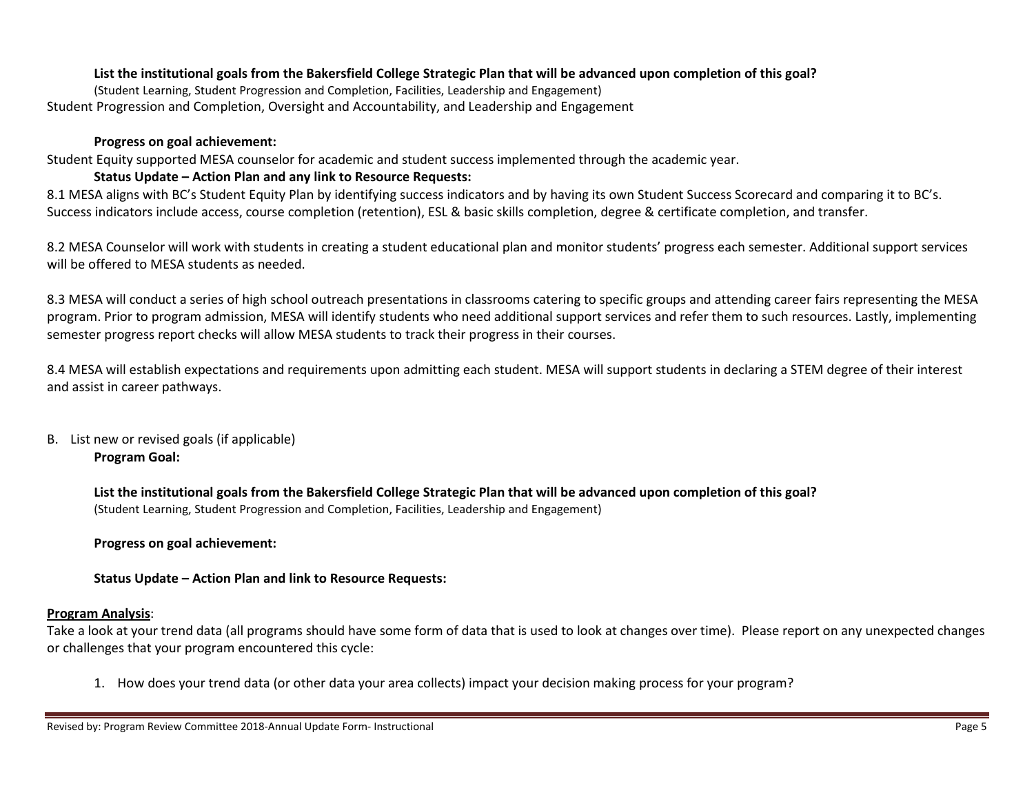**List the institutional goals from the Bakersfield College Strategic Plan that will be advanced upon completion of this goal?**

(Student Learning, Student Progression and Completion, Facilities, Leadership and Engagement)

Student Progression and Completion, Oversight and Accountability, and Leadership and Engagement

**Progress on goal achievement:**

Student Equity supported MESA counselor for academic and student success implemented through the academic year.

**Status Update – Action Plan and any link to Resource Requests:**

8.1 MESA aligns with BC's Student Equity Plan by identifying success indicators and by having its own Student Success Scorecard and comparing it to BC's. Success indicators include access, course completion (retention), ESL & basic skills completion, degree & certificate completion, and transfer.

8.2 MESA Counselor will work with students in creating a student educational plan and monitor students' progress each semester. Additional support services will be offered to MESA students as needed.

8.3 MESA will conduct a series of high school outreach presentations in classrooms catering to specific groups and attending career fairs representing the MESA program. Prior to program admission, MESA will identify students who need additional support services and refer them to such resources. Lastly, implementing semester progress report checks will allow MESA students to track their progress in their courses.

8.4 MESA will establish expectations and requirements upon admitting each student. MESA will support students in declaring a STEM degree of their interest and assist in career pathways.

B. List new or revised goals (if applicable)

**Program Goal:**

**List the institutional goals from the Bakersfield College Strategic Plan that will be advanced upon completion of this goal?**

(Student Learning, Student Progression and Completion, Facilities, Leadership and Engagement)

**Progress on goal achievement:**

**Status Update – Action Plan and link to Resource Requests:**

**Program Analysis**:

Take a look at your trend data (all programs should have some form of data that is used to look at changes over time). Please report on any unexpected changes or challenges that your program encountered this cycle:

1. How does your trend data (or other data your area collects) impact your decision making process for your program?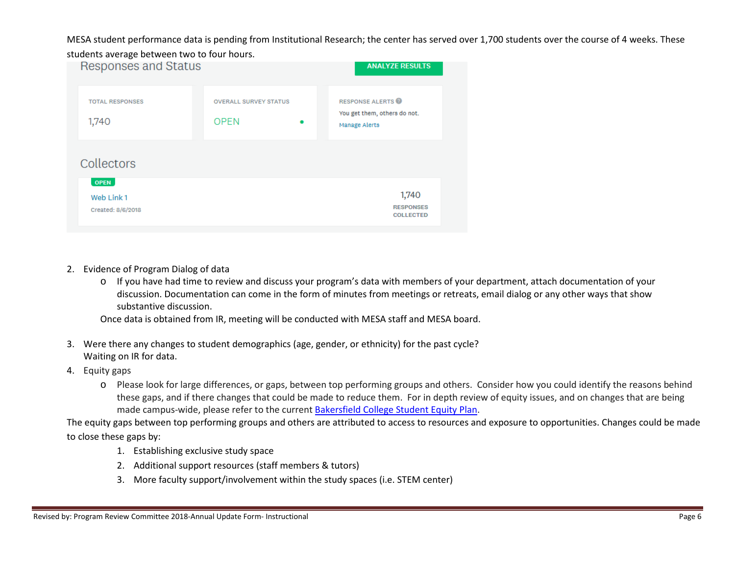MESA student performance data is pending from Institutional Research; the center has served over 1,700 students over the course of 4 weeks. These students average between two to four hours.

Responses and Status

ANALYZE RESULTS

| TOTAL RESPONSES | OVERALL SURVEY STATUS | RESPONSE ALERTS |
| --- | --- | --- |
| 1,740 | OPEN | You get them, others do not. Manage Alerts |

Collectors

| | |
| --- | --- |
| OPEN Web Link 1 Created: 8/6/2018 | 1,740 RESPONSES COLLECTED |

2. Evidence of Program Dialog of data
   - If you have had time to review and discuss your program's data with members of your department, attach documentation of your discussion. Documentation can come in the form of minutes from meetings or retreats, email dialog or any other ways that show substantive discussion.

   Once data is obtained from IR, meeting will be conducted with MESA staff and MESA board.

3. Were there any changes to student demographics (age, gender, or ethnicity) for the past cycle?
   Waiting on IR for data.
4. Equity gaps
   - Please look for large differences, or gaps, between top performing groups and others. Consider how you could identify the reasons behind these gaps, and if there changes that could be made to reduce them. For in depth review of equity issues, and on changes that are being made campus-wide, please refer to the current Bakersfield College Student Equity Plan.

The equity gaps between top performing groups and others are attributed to access to resources and exposure to opportunities. Changes could be made to close these gaps by:

1. Establishing exclusive study space
2. Additional support resources (staff members & tutors)
3. More faculty support/involvement within the study spaces (i.e. STEM center)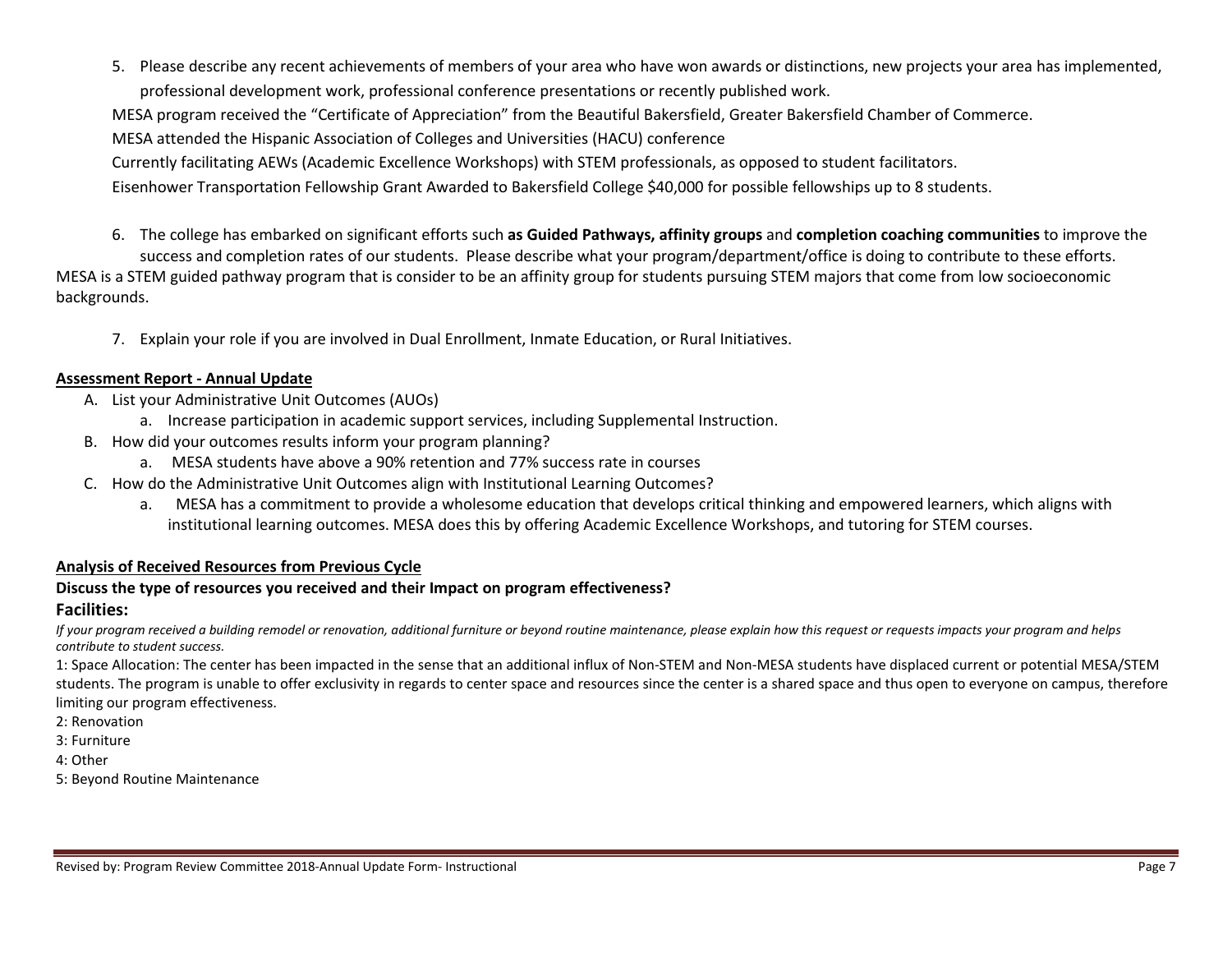5. Please describe any recent achievements of members of your area who have won awards or distinctions, new projects your area has implemented, professional development work, professional conference presentations or recently published work.

MESA program received the "Certificate of Appreciation" from the Beautiful Bakersfield, Greater Bakersfield Chamber of Commerce.

MESA attended the Hispanic Association of Colleges and Universities (HACU) conference

Currently facilitating AEWs (Academic Excellence Workshops) with STEM professionals, as opposed to student facilitators.

Eisenhower Transportation Fellowship Grant Awarded to Bakersfield College $40,000 for possible fellowships up to 8 students.

6. The college has embarked on significant efforts such **as Guided Pathways, affinity groups** and **completion coaching communities** to improve the success and completion rates of our students. Please describe what your program/department/office is doing to contribute to these efforts.

MESA is a STEM guided pathway program that is consider to be an affinity group for students pursuing STEM majors that come from low socioeconomic backgrounds.

7. Explain your role if you are involved in Dual Enrollment, Inmate Education, or Rural Initiatives.

**Assessment Report - Annual Update**

A. List your Administrative Unit Outcomes (AUOs)
   a. Increase participation in academic support services, including Supplemental Instruction.
B. How did your outcomes results inform your program planning?
   a. MESA students have above a 90% retention and 77% success rate in courses
C. How do the Administrative Unit Outcomes align with Institutional Learning Outcomes?
   a. MESA has a commitment to provide a wholesome education that develops critical thinking and empowered learners, which aligns with institutional learning outcomes. MESA does this by offering Academic Excellence Workshops, and tutoring for STEM courses.

**Analysis of Received Resources from Previous Cycle**

**Discuss the type of resources you received and their Impact on program effectiveness?**

**Facilities:**

*If your program received a building remodel or renovation, additional furniture or beyond routine maintenance, please explain how this request or requests impacts your program and helps contribute to student success.*

1: Space Allocation: The center has been impacted in the sense that an additional influx of Non-STEM and Non-MESA students have displaced current or potential MESA/STEM students. The program is unable to offer exclusivity in regards to center space and resources since the center is a shared space and thus open to everyone on campus, therefore limiting our program effectiveness.

2: Renovation

3: Furniture

4: Other

5: Beyond Routine Maintenance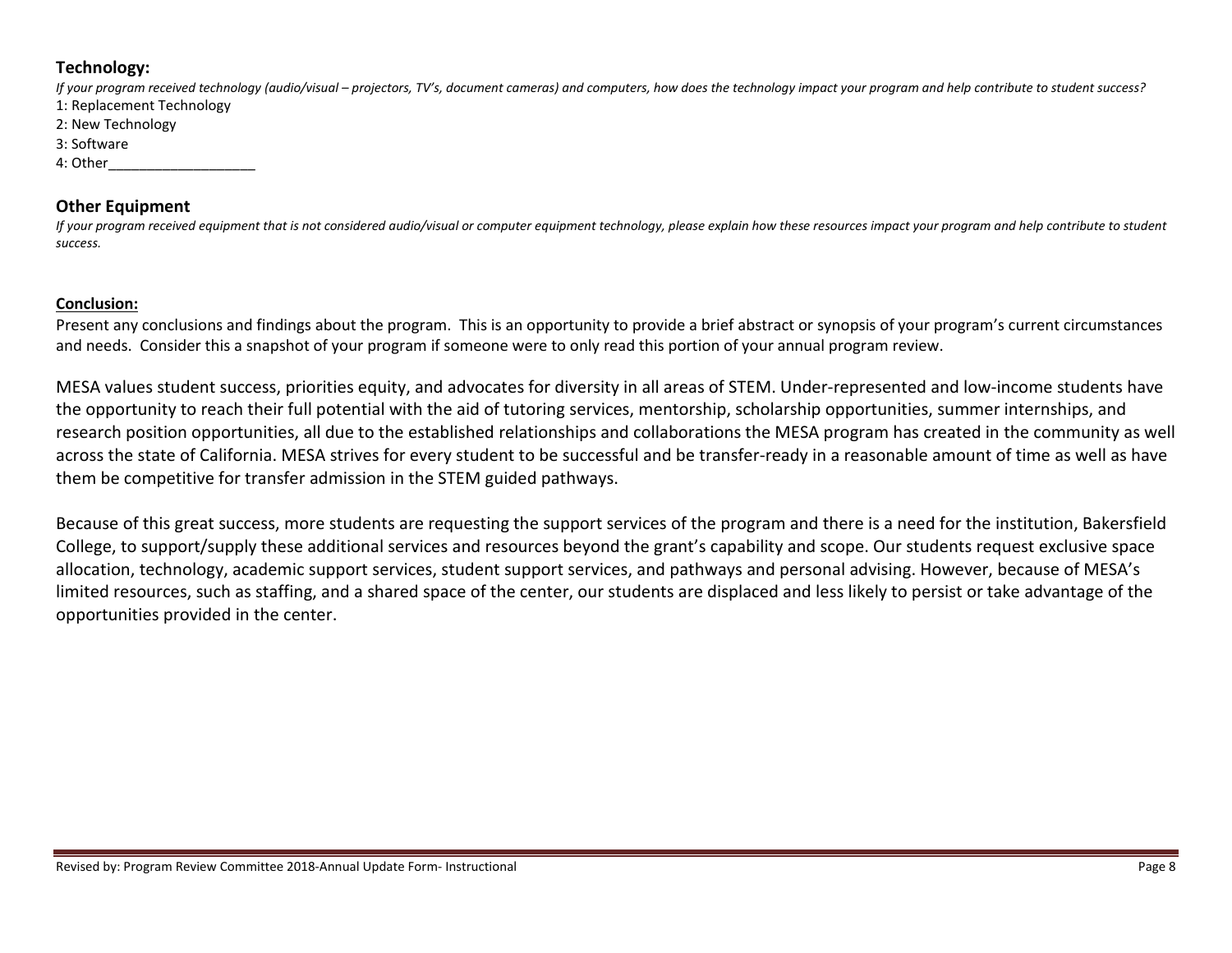## Technology:

*If your program received technology (audio/visual – projectors, TV's, document cameras) and computers, how does the technology impact your program and help contribute to student success?*

1: Replacement Technology
2: New Technology
3: Software
4: Other___________________

## Other Equipment

*If your program received equipment that is not considered audio/visual or computer equipment technology, please explain how these resources impact your program and help contribute to student success.*

**Conclusion:**

Present any conclusions and findings about the program. This is an opportunity to provide a brief abstract or synopsis of your program's current circumstances and needs. Consider this a snapshot of your program if someone were to only read this portion of your annual program review.

MESA values student success, priorities equity, and advocates for diversity in all areas of STEM. Under-represented and low-income students have the opportunity to reach their full potential with the aid of tutoring services, mentorship, scholarship opportunities, summer internships, and research position opportunities, all due to the established relationships and collaborations the MESA program has created in the community as well across the state of California. MESA strives for every student to be successful and be transfer-ready in a reasonable amount of time as well as have them be competitive for transfer admission in the STEM guided pathways.

Because of this great success, more students are requesting the support services of the program and there is a need for the institution, Bakersfield College, to support/supply these additional services and resources beyond the grant's capability and scope. Our students request exclusive space allocation, technology, academic support services, student support services, and pathways and personal advising. However, because of MESA's limited resources, such as staffing, and a shared space of the center, our students are displaced and less likely to persist or take advantage of the opportunities provided in the center.